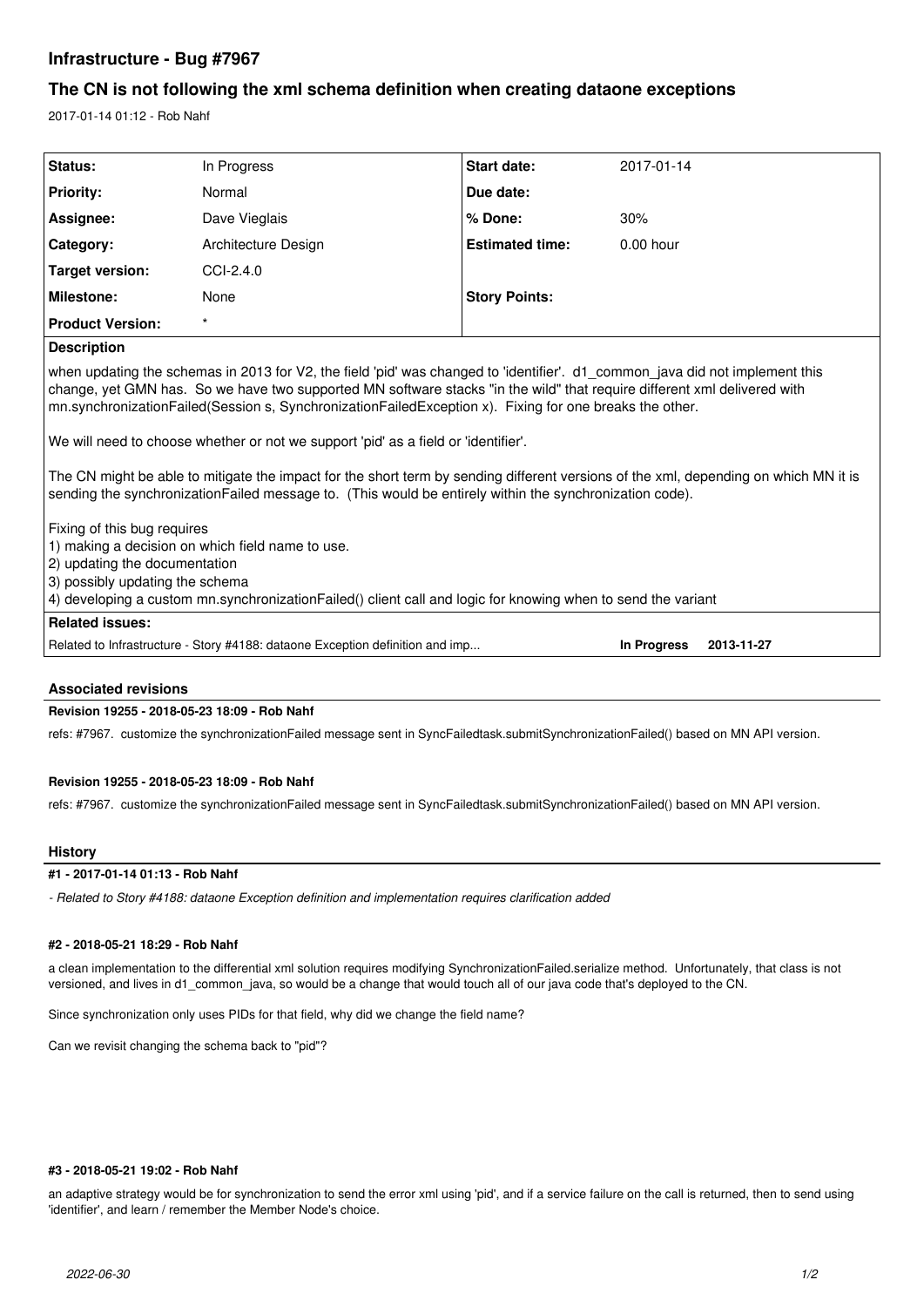# Infrastructure - Bug #7967

## The CN is not following the xml schema definition when creating dataone exceptions

2017-01-14 01:12 - Rob Nahf

| Status: | In Progress | Start date: | 2017-01-14 |
|---|---|---|---|
| Priority: | Normal | Due date: | |
| Assignee: | Dave Vieglais | % Done: | 30% |
| Category: | Architecture Design | Estimated time: | 0.00 hour |
| Target version: | CCI-2.4.0 | | |
| Milestone: | None | Story Points: | |
| Product Version: | * | | |

**Description**

when updating the schemas in 2013 for V2, the field 'pid' was changed to 'identifier'. d1_common_java did not implement this change, yet GMN has. So we have two supported MN software stacks "in the wild" that require different xml delivered with mn.synchronizationFailed(Session s, SynchronizationFailedException x). Fixing for one breaks the other.

We will need to choose whether or not we support 'pid' as a field or 'identifier'.

The CN might be able to mitigate the impact for the short term by sending different versions of the xml, depending on which MN it is sending the synchronizationFailed message to. (This would be entirely within the synchronization code).

Fixing of this bug requires
1) making a decision on which field name to use.
2) updating the documentation
3) possibly updating the schema
4) developing a custom mn.synchronizationFailed() client call and logic for knowing when to send the variant

**Related issues:**

Related to Infrastructure - Story #4188: dataone Exception definition and imp... **In Progress** **2013-11-27**

### Associated revisions

**Revision 19255 - 2018-05-23 18:09 - Rob Nahf**

refs: #7967. customize the synchronizationFailed message sent in SyncFailedtask.submitSynchronizationFailed() based on MN API version.

**Revision 19255 - 2018-05-23 18:09 - Rob Nahf**

refs: #7967. customize the synchronizationFailed message sent in SyncFailedtask.submitSynchronizationFailed() based on MN API version.

### History

**#1 - 2017-01-14 01:13 - Rob Nahf**

*- Related to Story #4188: dataone Exception definition and implementation requires clarification added*

**#2 - 2018-05-21 18:29 - Rob Nahf**

a clean implementation to the differential xml solution requires modifying SynchronizationFailed.serialize method. Unfortunately, that class is not versioned, and lives in d1_common_java, so would be a change that would touch all of our java code that's deployed to the CN.

Since synchronization only uses PIDs for that field, why did we change the field name?

Can we revisit changing the schema back to "pid"?

**#3 - 2018-05-21 19:02 - Rob Nahf**

an adaptive strategy would be for synchronization to send the error xml using 'pid', and if a service failure on the call is returned, then to send using 'identifier', and learn / remember the Member Node's choice.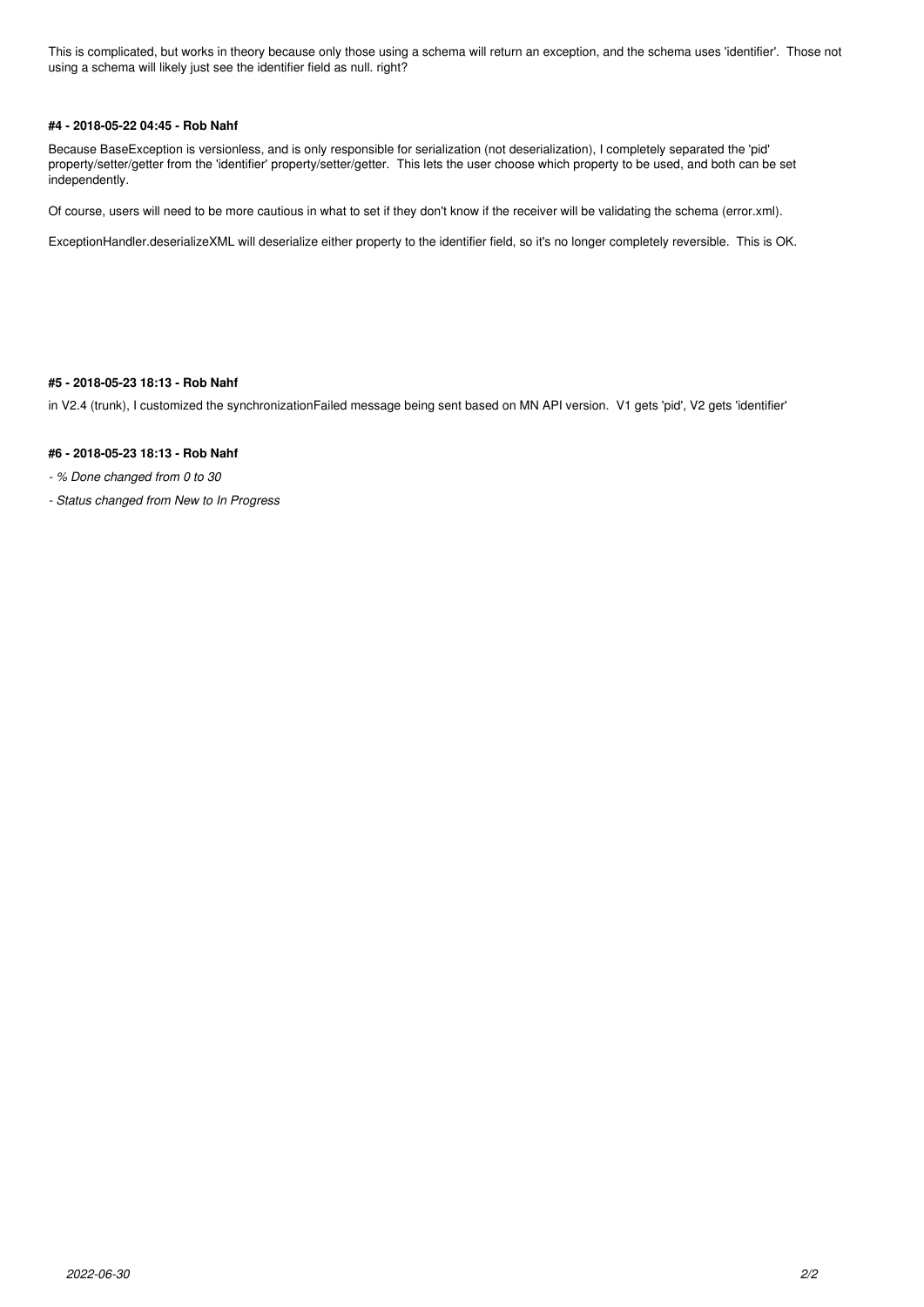This is complicated, but works in theory because only those using a schema will return an exception, and the schema uses 'identifier'. Those not using a schema will likely just see the identifier field as null. right?

#### #4 - 2018-05-22 04:45 - Rob Nahf

Because BaseException is versionless, and is only responsible for serialization (not deserialization), I completely separated the 'pid' property/setter/getter from the 'identifier' property/setter/getter. This lets the user choose which property to be used, and both can be set independently.

Of course, users will need to be more cautious in what to set if they don't know if the receiver will be validating the schema (error.xml).

ExceptionHandler.deserializeXML will deserialize either property to the identifier field, so it's no longer completely reversible. This is OK.

#### #5 - 2018-05-23 18:13 - Rob Nahf

in V2.4 (trunk), I customized the synchronizationFailed message being sent based on MN API version. V1 gets 'pid', V2 gets 'identifier'

#### #6 - 2018-05-23 18:13 - Rob Nahf

- *% Done changed from 0 to 30*
- *Status changed from New to In Progress*